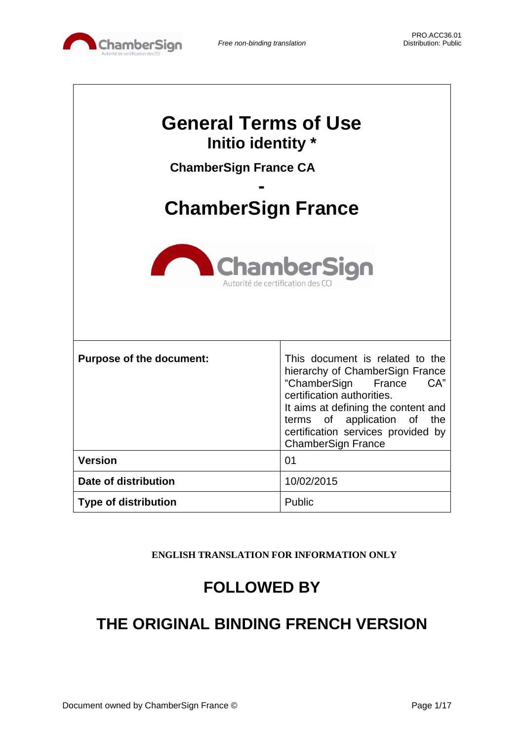# General Terms of Use

## Initio identity *

### ChamberSign France CA

**-**

# ChamberSign France

| **Purpose of the document:** | This document is related to the hierarchy of ChamberSign France "ChamberSign France CA" certification authorities. It aims at defining the content and terms of application of the certification services provided by ChamberSign France |
|---|---|
| **Version** | 01 |
| **Date of distribution** | 10/02/2015 |
| **Type of distribution** | Public |

**ENGLISH TRANSLATION FOR INFORMATION ONLY**

## FOLLOWED BY

## THE ORIGINAL BINDING FRENCH VERSION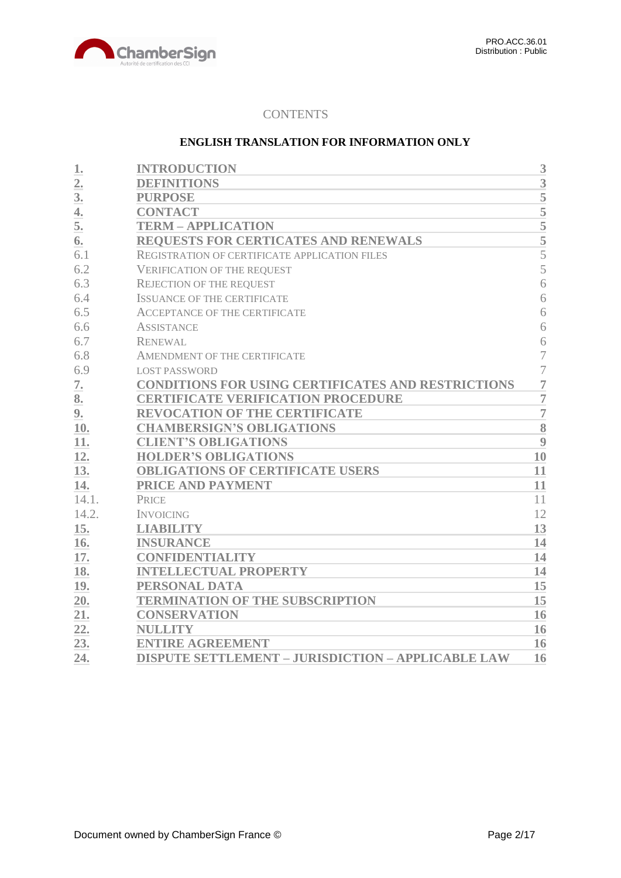CONTENTS

**ENGLISH TRANSLATION FOR INFORMATION ONLY**

| | | |
|---|---|---|
| **1.** | **INTRODUCTION** | **3** |
| **2.** | **DEFINITIONS** | **3** |
| **3.** | **PURPOSE** | **5** |
| **4.** | **CONTACT** | **5** |
| **5.** | **TERM – APPLICATION** | **5** |
| **6.** | **REQUESTS FOR CERTICATES AND RENEWALS** | **5** |
| 6.1 | REGISTRATION OF CERTIFICATE APPLICATION FILES | 5 |
| 6.2 | VERIFICATION OF THE REQUEST | 5 |
| 6.3 | REJECTION OF THE REQUEST | 6 |
| 6.4 | ISSUANCE OF THE CERTIFICATE | 6 |
| 6.5 | ACCEPTANCE OF THE CERTIFICATE | 6 |
| 6.6 | ASSISTANCE | 6 |
| 6.7 | RENEWAL | 6 |
| 6.8 | AMENDMENT OF THE CERTIFICATE | 7 |
| 6.9 | LOST PASSWORD | 7 |
| **7.** | **CONDITIONS FOR USING CERTIFICATES AND RESTRICTIONS** | **7** |
| **8.** | **CERTIFICATE VERIFICATION PROCEDURE** | **7** |
| **9.** | **REVOCATION OF THE CERTIFICATE** | **7** |
| **10.** | **CHAMBERSIGN'S OBLIGATIONS** | **8** |
| **11.** | **CLIENT'S OBLIGATIONS** | **9** |
| **12.** | **HOLDER'S OBLIGATIONS** | **10** |
| **13.** | **OBLIGATIONS OF CERTIFICATE USERS** | **11** |
| **14.** | **PRICE AND PAYMENT** | **11** |
| 14.1. | PRICE | 11 |
| 14.2. | INVOICING | 12 |
| **15.** | **LIABILITY** | **13** |
| **16.** | **INSURANCE** | **14** |
| **17.** | **CONFIDENTIALITY** | **14** |
| **18.** | **INTELLECTUAL PROPERTY** | **14** |
| **19.** | **PERSONAL DATA** | **15** |
| **20.** | **TERMINATION OF THE SUBSCRIPTION** | **15** |
| **21.** | **CONSERVATION** | **16** |
| **22.** | **NULLITY** | **16** |
| **23.** | **ENTIRE AGREEMENT** | **16** |
| **24.** | **DISPUTE SETTLEMENT – JURISDICTION – APPLICABLE LAW** | **16** |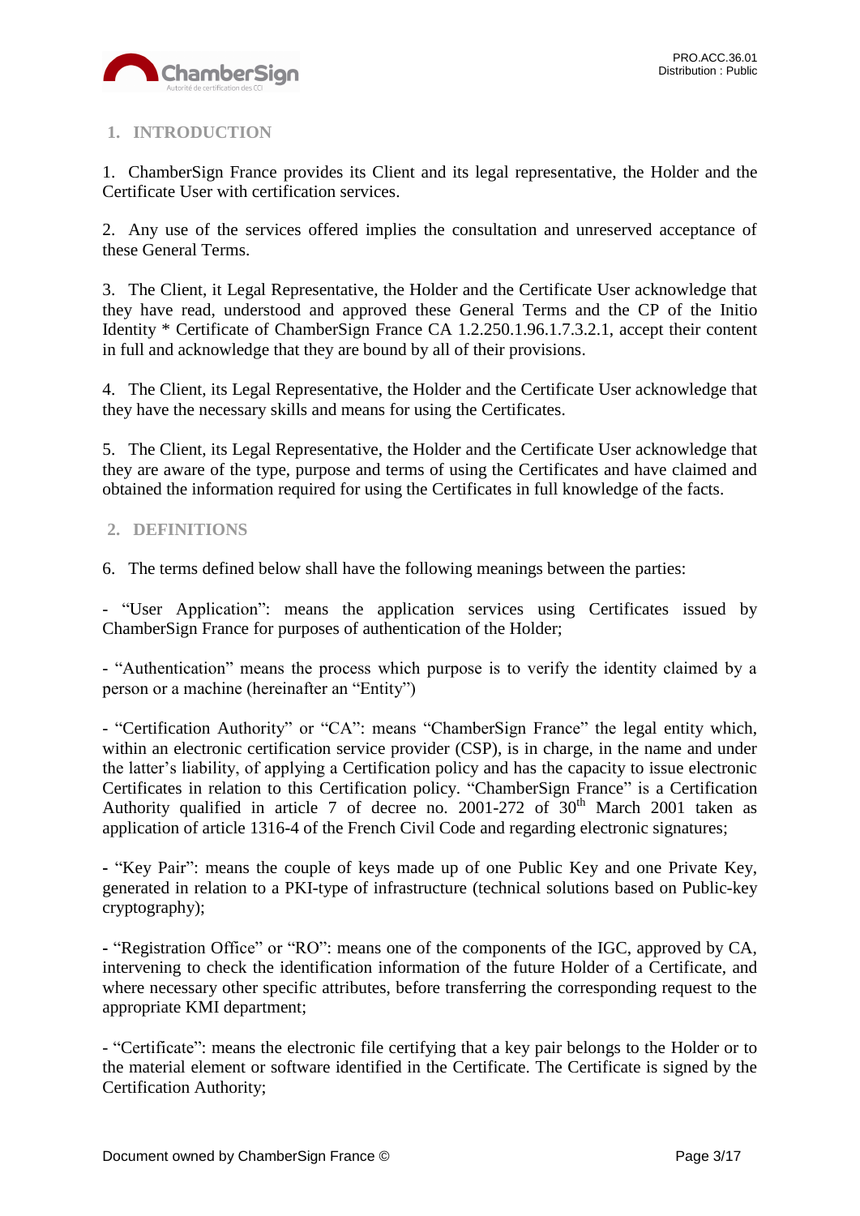## 1. INTRODUCTION

1. ChamberSign France provides its Client and its legal representative, the Holder and the Certificate User with certification services.

2. Any use of the services offered implies the consultation and unreserved acceptance of these General Terms.

3. The Client, it Legal Representative, the Holder and the Certificate User acknowledge that they have read, understood and approved these General Terms and the CP of the Initio Identity * Certificate of ChamberSign France CA 1.2.250.1.96.1.7.3.2.1, accept their content in full and acknowledge that they are bound by all of their provisions.

4. The Client, its Legal Representative, the Holder and the Certificate User acknowledge that they have the necessary skills and means for using the Certificates.

5. The Client, its Legal Representative, the Holder and the Certificate User acknowledge that they are aware of the type, purpose and terms of using the Certificates and have claimed and obtained the information required for using the Certificates in full knowledge of the facts.

## 2. DEFINITIONS

6. The terms defined below shall have the following meanings between the parties:

- "User Application": means the application services using Certificates issued by ChamberSign France for purposes of authentication of the Holder;

- "Authentication" means the process which purpose is to verify the identity claimed by a person or a machine (hereinafter an "Entity")

- "Certification Authority" or "CA": means "ChamberSign France" the legal entity which, within an electronic certification service provider (CSP), is in charge, in the name and under the latter's liability, of applying a Certification policy and has the capacity to issue electronic Certificates in relation to this Certification policy. "ChamberSign France" is a Certification Authority qualified in article 7 of decree no. 2001-272 of 30th March 2001 taken as application of article 1316-4 of the French Civil Code and regarding electronic signatures;

- "Key Pair": means the couple of keys made up of one Public Key and one Private Key, generated in relation to a PKI-type of infrastructure (technical solutions based on Public-key cryptography);

- "Registration Office" or "RO": means one of the components of the IGC, approved by CA, intervening to check the identification information of the future Holder of a Certificate, and where necessary other specific attributes, before transferring the corresponding request to the appropriate KMI department;

- "Certificate": means the electronic file certifying that a key pair belongs to the Holder or to the material element or software identified in the Certificate. The Certificate is signed by the Certification Authority;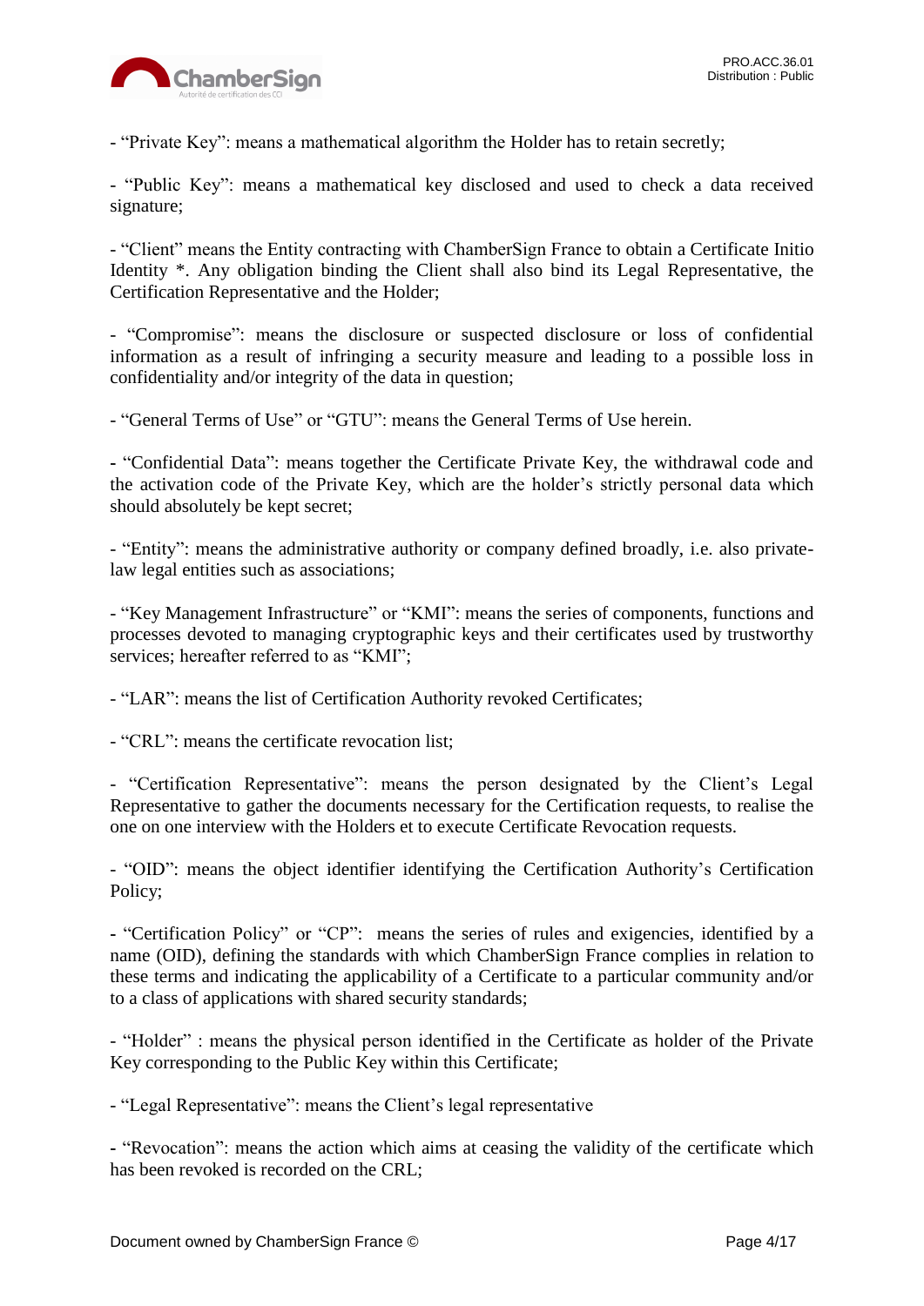- “Private Key”: means a mathematical algorithm the Holder has to retain secretly;

- “Public Key”: means a mathematical key disclosed and used to check a data received signature;

- “Client” means the Entity contracting with ChamberSign France to obtain a Certificate Initio Identity *. Any obligation binding the Client shall also bind its Legal Representative, the Certification Representative and the Holder;

- “Compromise”: means the disclosure or suspected disclosure or loss of confidential information as a result of infringing a security measure and leading to a possible loss in confidentiality and/or integrity of the data in question;

- “General Terms of Use” or “GTU”: means the General Terms of Use herein.

- “Confidential Data”: means together the Certificate Private Key, the withdrawal code and the activation code of the Private Key, which are the holder’s strictly personal data which should absolutely be kept secret;

- “Entity”: means the administrative authority or company defined broadly, i.e. also private-law legal entities such as associations;

- “Key Management Infrastructure” or “KMI”: means the series of components, functions and processes devoted to managing cryptographic keys and their certificates used by trustworthy services; hereafter referred to as “KMI”;

- “LAR”: means the list of Certification Authority revoked Certificates;

- “CRL”: means the certificate revocation list;

- “Certification Representative”: means the person designated by the Client’s Legal Representative to gather the documents necessary for the Certification requests, to realise the one on one interview with the Holders et to execute Certificate Revocation requests.

- “OID”: means the object identifier identifying the Certification Authority’s Certification Policy;

- “Certification Policy” or “CP”: means the series of rules and exigencies, identified by a name (OID), defining the standards with which ChamberSign France complies in relation to these terms and indicating the applicability of a Certificate to a particular community and/or to a class of applications with shared security standards;

- “Holder” : means the physical person identified in the Certificate as holder of the Private Key corresponding to the Public Key within this Certificate;

- “Legal Representative”: means the Client’s legal representative

- “Revocation”: means the action which aims at ceasing the validity of the certificate which has been revoked is recorded on the CRL;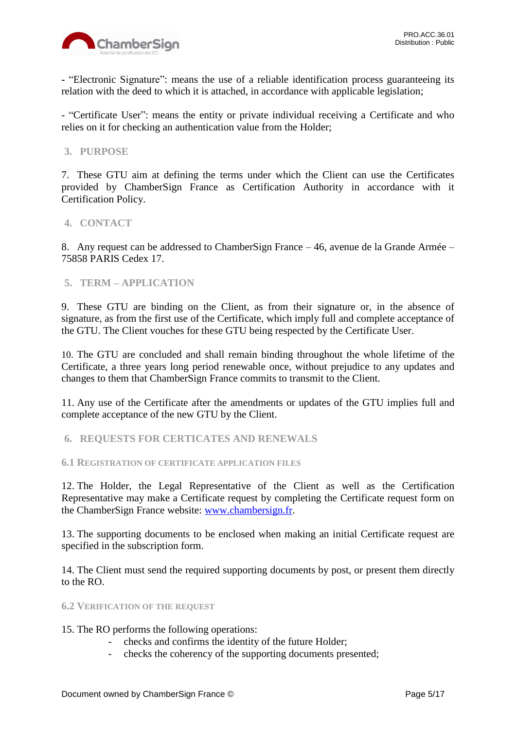- “Electronic Signature”: means the use of a reliable identification process guaranteeing its relation with the deed to which it is attached, in accordance with applicable legislation;

- “Certificate User”: means the entity or private individual receiving a Certificate and who relies on it for checking an authentication value from the Holder;

## 3. PURPOSE

7. These GTU aim at defining the terms under which the Client can use the Certificates provided by ChamberSign France as Certification Authority in accordance with it Certification Policy.

## 4. CONTACT

8. Any request can be addressed to ChamberSign France – 46, avenue de la Grande Armée – 75858 PARIS Cedex 17.

## 5. TERM – APPLICATION

9. These GTU are binding on the Client, as from their signature or, in the absence of signature, as from the first use of the Certificate, which imply full and complete acceptance of the GTU. The Client vouches for these GTU being respected by the Certificate User.

10. The GTU are concluded and shall remain binding throughout the whole lifetime of the Certificate, a three years long period renewable once, without prejudice to any updates and changes to them that ChamberSign France commits to transmit to the Client.

11. Any use of the Certificate after the amendments or updates of the GTU implies full and complete acceptance of the new GTU by the Client.

## 6. REQUESTS FOR CERTICATES AND RENEWALS

### 6.1 Registration of certificate application files

12. The Holder, the Legal Representative of the Client as well as the Certification Representative may make a Certificate request by completing the Certificate request form on the ChamberSign France website: [www.chambersign.fr](http://www.chambersign.fr).

13. The supporting documents to be enclosed when making an initial Certificate request are specified in the subscription form.

14. The Client must send the required supporting documents by post, or present them directly to the RO.

### 6.2 Verification of the request

15. The RO performs the following operations:

- checks and confirms the identity of the future Holder;
- checks the coherency of the supporting documents presented;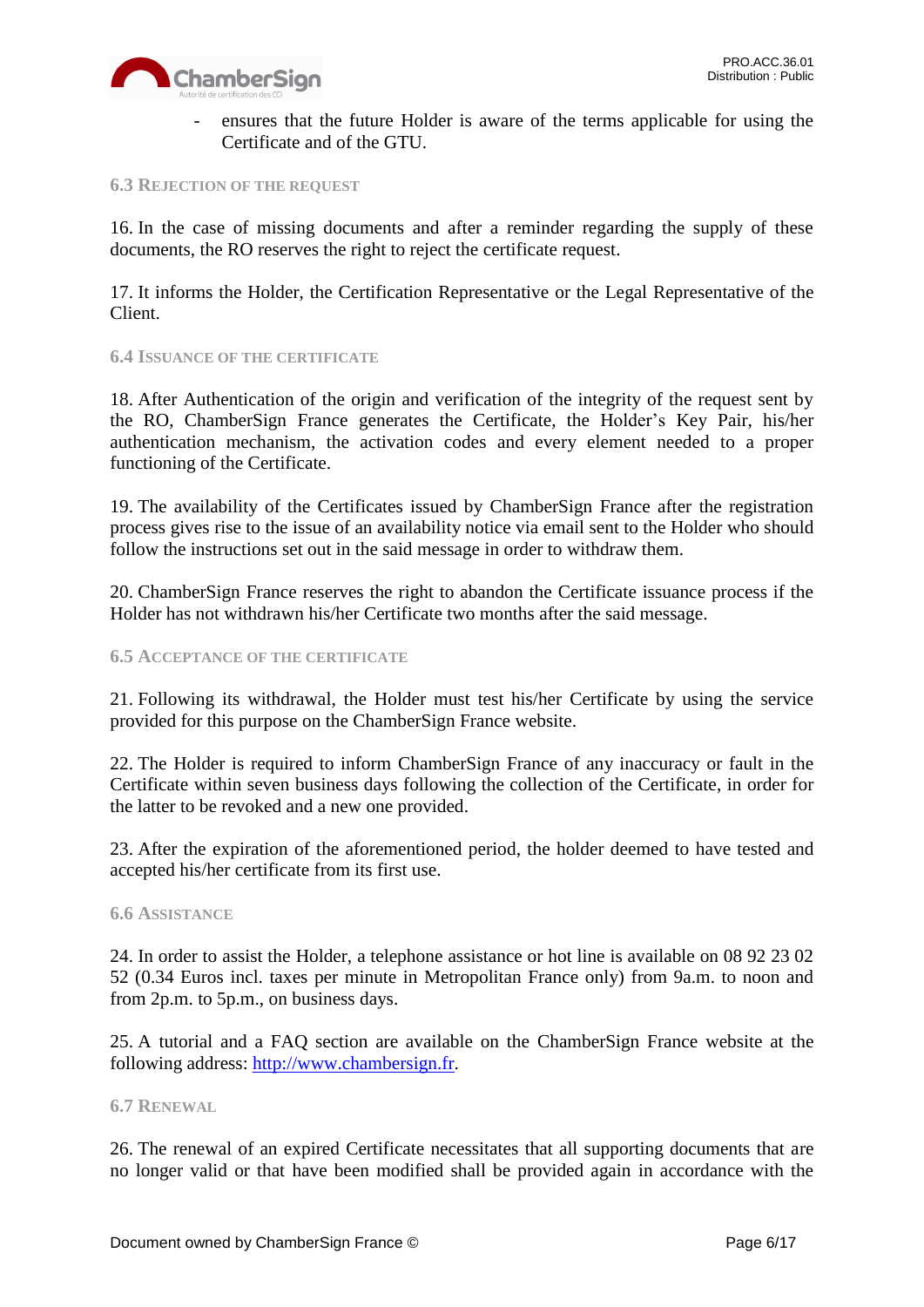- ensures that the future Holder is aware of the terms applicable for using the Certificate and of the GTU.

### 6.3 Rejection of the request

16. In the case of missing documents and after a reminder regarding the supply of these documents, the RO reserves the right to reject the certificate request.

17. It informs the Holder, the Certification Representative or the Legal Representative of the Client.

### 6.4 Issuance of the certificate

18. After Authentication of the origin and verification of the integrity of the request sent by the RO, ChamberSign France generates the Certificate, the Holder's Key Pair, his/her authentication mechanism, the activation codes and every element needed to a proper functioning of the Certificate.

19. The availability of the Certificates issued by ChamberSign France after the registration process gives rise to the issue of an availability notice via email sent to the Holder who should follow the instructions set out in the said message in order to withdraw them.

20. ChamberSign France reserves the right to abandon the Certificate issuance process if the Holder has not withdrawn his/her Certificate two months after the said message.

### 6.5 Acceptance of the certificate

21. Following its withdrawal, the Holder must test his/her Certificate by using the service provided for this purpose on the ChamberSign France website.

22. The Holder is required to inform ChamberSign France of any inaccuracy or fault in the Certificate within seven business days following the collection of the Certificate, in order for the latter to be revoked and a new one provided.

23. After the expiration of the aforementioned period, the holder deemed to have tested and accepted his/her certificate from its first use.

### 6.6 Assistance

24. In order to assist the Holder, a telephone assistance or hot line is available on 08 92 23 02 52 (0.34 Euros incl. taxes per minute in Metropolitan France only) from 9a.m. to noon and from 2p.m. to 5p.m., on business days.

25. A tutorial and a FAQ section are available on the ChamberSign France website at the following address: [http://www.chambersign.fr](http://www.chambersign.fr).

### 6.7 Renewal

26. The renewal of an expired Certificate necessitates that all supporting documents that are no longer valid or that have been modified shall be provided again in accordance with the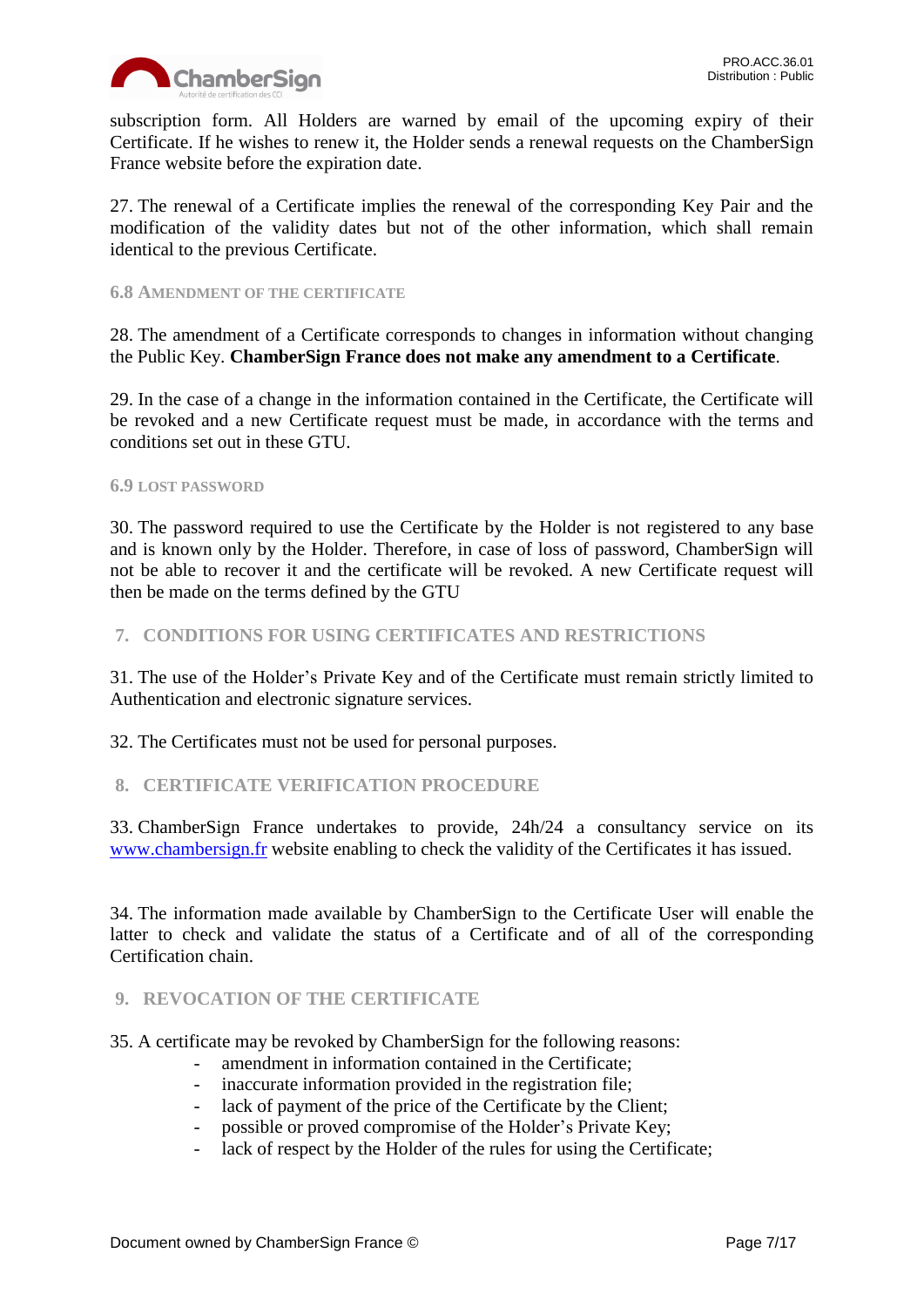subscription form. All Holders are warned by email of the upcoming expiry of their Certificate. If he wishes to renew it, the Holder sends a renewal requests on the ChamberSign France website before the expiration date.

27. The renewal of a Certificate implies the renewal of the corresponding Key Pair and the modification of the validity dates but not of the other information, which shall remain identical to the previous Certificate.

### 6.8 AMENDMENT OF THE CERTIFICATE

28. The amendment of a Certificate corresponds to changes in information without changing the Public Key. **ChamberSign France does not make any amendment to a Certificate**.

29. In the case of a change in the information contained in the Certificate, the Certificate will be revoked and a new Certificate request must be made, in accordance with the terms and conditions set out in these GTU.

### 6.9 LOST PASSWORD

30. The password required to use the Certificate by the Holder is not registered to any base and is known only by the Holder. Therefore, in case of loss of password, ChamberSign will not be able to recover it and the certificate will be revoked. A new Certificate request will then be made on the terms defined by the GTU

## 7. CONDITIONS FOR USING CERTIFICATES AND RESTRICTIONS

31. The use of the Holder's Private Key and of the Certificate must remain strictly limited to Authentication and electronic signature services.

32. The Certificates must not be used for personal purposes.

## 8. CERTIFICATE VERIFICATION PROCEDURE

33. ChamberSign France undertakes to provide, 24h/24 a consultancy service on its [www.chambersign.fr](http://www.chambersign.fr) website enabling to check the validity of the Certificates it has issued.

34. The information made available by ChamberSign to the Certificate User will enable the latter to check and validate the status of a Certificate and of all of the corresponding Certification chain.

## 9. REVOCATION OF THE CERTIFICATE

35. A certificate may be revoked by ChamberSign for the following reasons:

- amendment in information contained in the Certificate;
- inaccurate information provided in the registration file;
- lack of payment of the price of the Certificate by the Client;
- possible or proved compromise of the Holder's Private Key;
- lack of respect by the Holder of the rules for using the Certificate;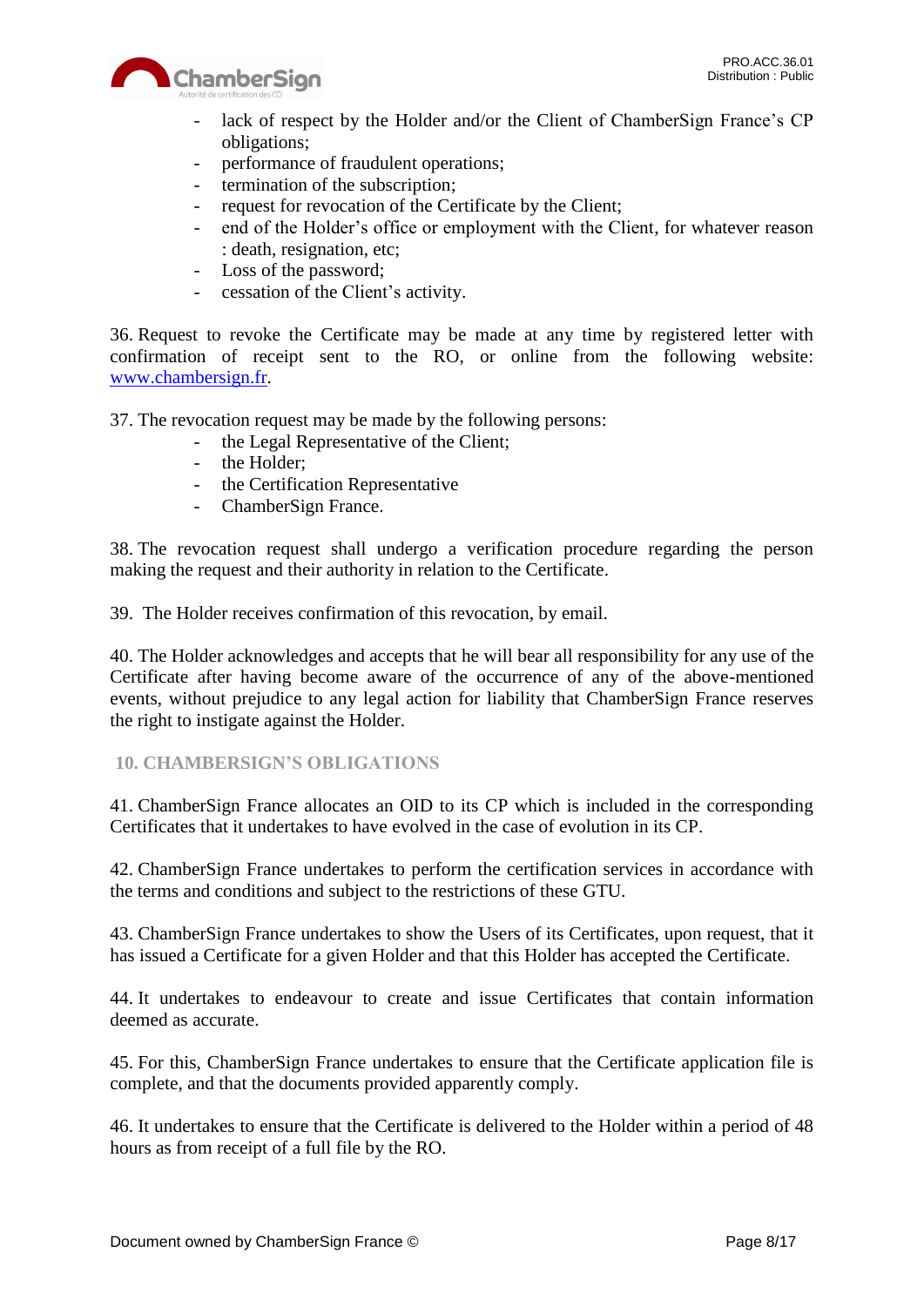- lack of respect by the Holder and/or the Client of ChamberSign France's CP obligations;
- performance of fraudulent operations;
- termination of the subscription;
- request for revocation of the Certificate by the Client;
- end of the Holder's office or employment with the Client, for whatever reason : death, resignation, etc;
- Loss of the password;
- cessation of the Client's activity.

36. Request to revoke the Certificate may be made at any time by registered letter with confirmation of receipt sent to the RO, or online from the following website: www.chambersign.fr.

37. The revocation request may be made by the following persons:

- the Legal Representative of the Client;
- the Holder;
- the Certification Representative
- ChamberSign France.

38. The revocation request shall undergo a verification procedure regarding the person making the request and their authority in relation to the Certificate.

39. The Holder receives confirmation of this revocation, by email.

40. The Holder acknowledges and accepts that he will bear all responsibility for any use of the Certificate after having become aware of the occurrence of any of the above-mentioned events, without prejudice to any legal action for liability that ChamberSign France reserves the right to instigate against the Holder.

## 10. CHAMBERSIGN'S OBLIGATIONS

41. ChamberSign France allocates an OID to its CP which is included in the corresponding Certificates that it undertakes to have evolved in the case of evolution in its CP.

42. ChamberSign France undertakes to perform the certification services in accordance with the terms and conditions and subject to the restrictions of these GTU.

43. ChamberSign France undertakes to show the Users of its Certificates, upon request, that it has issued a Certificate for a given Holder and that this Holder has accepted the Certificate.

44. It undertakes to endeavour to create and issue Certificates that contain information deemed as accurate.

45. For this, ChamberSign France undertakes to ensure that the Certificate application file is complete, and that the documents provided apparently comply.

46. It undertakes to ensure that the Certificate is delivered to the Holder within a period of 48 hours as from receipt of a full file by the RO.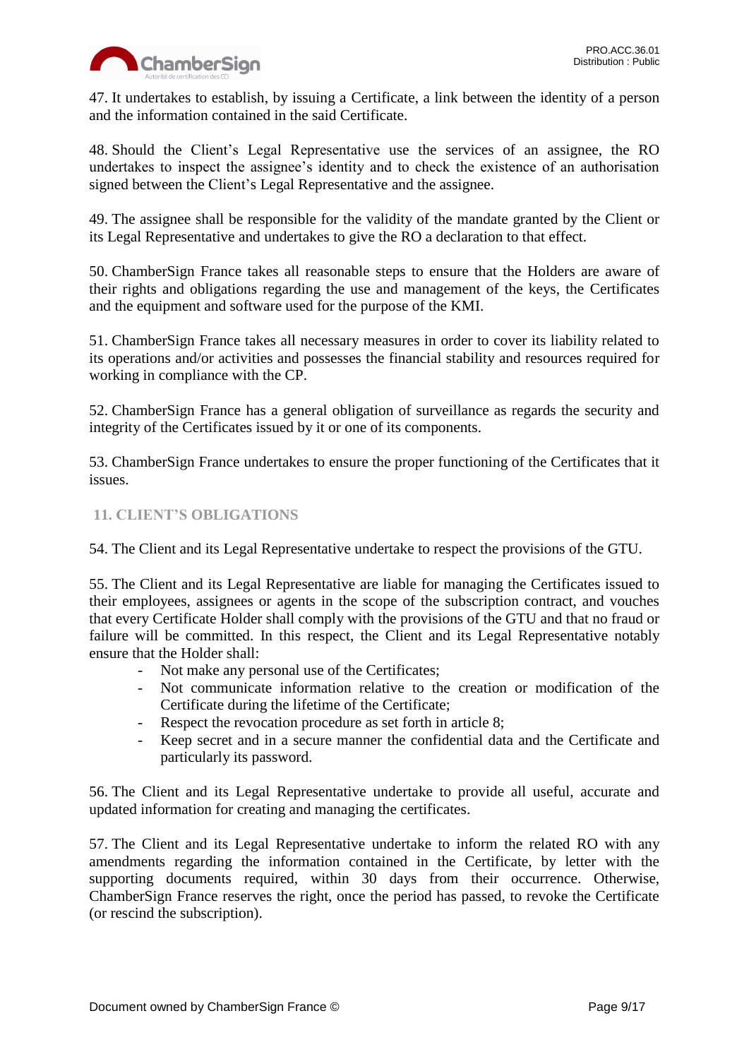47. It undertakes to establish, by issuing a Certificate, a link between the identity of a person and the information contained in the said Certificate.

48. Should the Client's Legal Representative use the services of an assignee, the RO undertakes to inspect the assignee's identity and to check the existence of an authorisation signed between the Client's Legal Representative and the assignee.

49. The assignee shall be responsible for the validity of the mandate granted by the Client or its Legal Representative and undertakes to give the RO a declaration to that effect.

50. ChamberSign France takes all reasonable steps to ensure that the Holders are aware of their rights and obligations regarding the use and management of the keys, the Certificates and the equipment and software used for the purpose of the KMI.

51. ChamberSign France takes all necessary measures in order to cover its liability related to its operations and/or activities and possesses the financial stability and resources required for working in compliance with the CP.

52. ChamberSign France has a general obligation of surveillance as regards the security and integrity of the Certificates issued by it or one of its components.

53. ChamberSign France undertakes to ensure the proper functioning of the Certificates that it issues.

## 11. CLIENT'S OBLIGATIONS

54. The Client and its Legal Representative undertake to respect the provisions of the GTU.

55. The Client and its Legal Representative are liable for managing the Certificates issued to their employees, assignees or agents in the scope of the subscription contract, and vouches that every Certificate Holder shall comply with the provisions of the GTU and that no fraud or failure will be committed. In this respect, the Client and its Legal Representative notably ensure that the Holder shall:

- Not make any personal use of the Certificates;
- Not communicate information relative to the creation or modification of the Certificate during the lifetime of the Certificate;
- Respect the revocation procedure as set forth in article 8;
- Keep secret and in a secure manner the confidential data and the Certificate and particularly its password.

56. The Client and its Legal Representative undertake to provide all useful, accurate and updated information for creating and managing the certificates.

57. The Client and its Legal Representative undertake to inform the related RO with any amendments regarding the information contained in the Certificate, by letter with the supporting documents required, within 30 days from their occurrence. Otherwise, ChamberSign France reserves the right, once the period has passed, to revoke the Certificate (or rescind the subscription).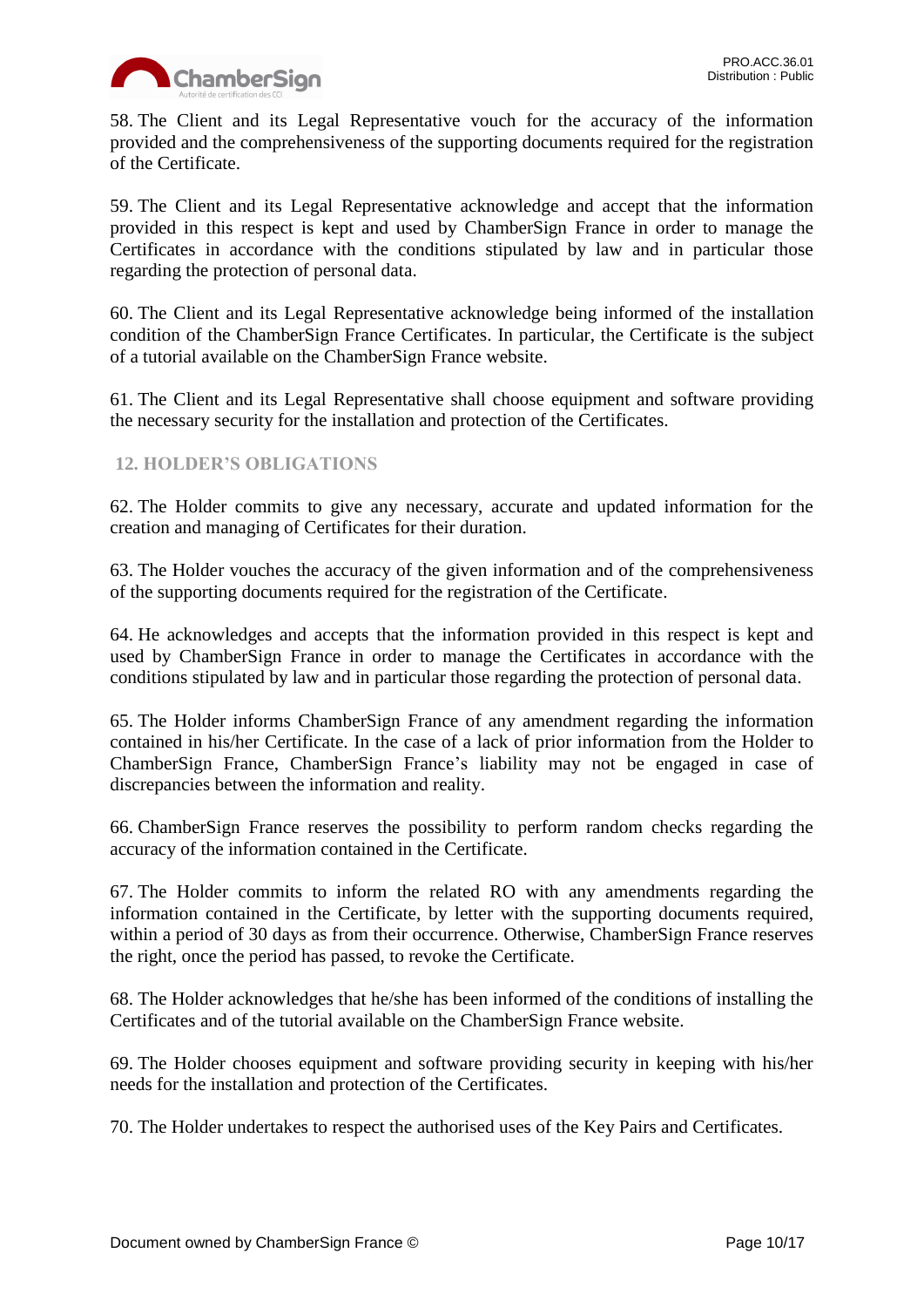58. The Client and its Legal Representative vouch for the accuracy of the information provided and the comprehensiveness of the supporting documents required for the registration of the Certificate.

59. The Client and its Legal Representative acknowledge and accept that the information provided in this respect is kept and used by ChamberSign France in order to manage the Certificates in accordance with the conditions stipulated by law and in particular those regarding the protection of personal data.

60. The Client and its Legal Representative acknowledge being informed of the installation condition of the ChamberSign France Certificates. In particular, the Certificate is the subject of a tutorial available on the ChamberSign France website.

61. The Client and its Legal Representative shall choose equipment and software providing the necessary security for the installation and protection of the Certificates.

## 12. HOLDER'S OBLIGATIONS

62. The Holder commits to give any necessary, accurate and updated information for the creation and managing of Certificates for their duration.

63. The Holder vouches the accuracy of the given information and of the comprehensiveness of the supporting documents required for the registration of the Certificate.

64. He acknowledges and accepts that the information provided in this respect is kept and used by ChamberSign France in order to manage the Certificates in accordance with the conditions stipulated by law and in particular those regarding the protection of personal data.

65. The Holder informs ChamberSign France of any amendment regarding the information contained in his/her Certificate. In the case of a lack of prior information from the Holder to ChamberSign France, ChamberSign France's liability may not be engaged in case of discrepancies between the information and reality.

66. ChamberSign France reserves the possibility to perform random checks regarding the accuracy of the information contained in the Certificate.

67. The Holder commits to inform the related RO with any amendments regarding the information contained in the Certificate, by letter with the supporting documents required, within a period of 30 days as from their occurrence. Otherwise, ChamberSign France reserves the right, once the period has passed, to revoke the Certificate.

68. The Holder acknowledges that he/she has been informed of the conditions of installing the Certificates and of the tutorial available on the ChamberSign France website.

69. The Holder chooses equipment and software providing security in keeping with his/her needs for the installation and protection of the Certificates.

70. The Holder undertakes to respect the authorised uses of the Key Pairs and Certificates.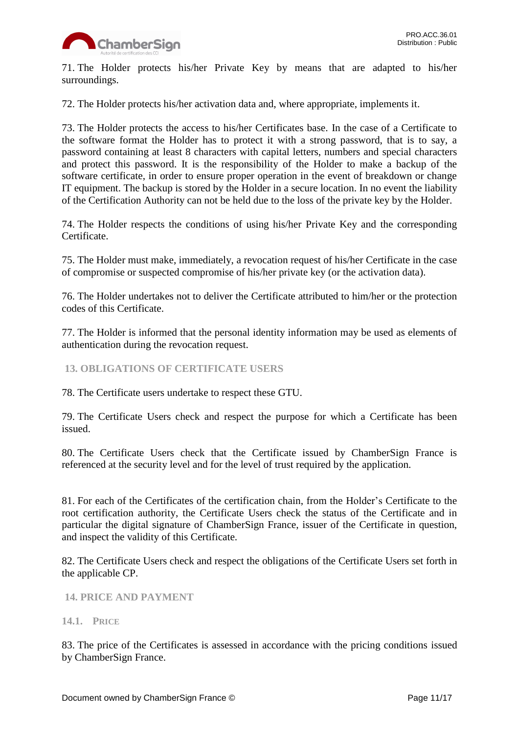71. The Holder protects his/her Private Key by means that are adapted to his/her surroundings.

72. The Holder protects his/her activation data and, where appropriate, implements it.

73. The Holder protects the access to his/her Certificates base. In the case of a Certificate to the software format the Holder has to protect it with a strong password, that is to say, a password containing at least 8 characters with capital letters, numbers and special characters and protect this password. It is the responsibility of the Holder to make a backup of the software certificate, in order to ensure proper operation in the event of breakdown or change IT equipment. The backup is stored by the Holder in a secure location. In no event the liability of the Certification Authority can not be held due to the loss of the private key by the Holder.

74. The Holder respects the conditions of using his/her Private Key and the corresponding Certificate.

75. The Holder must make, immediately, a revocation request of his/her Certificate in the case of compromise or suspected compromise of his/her private key (or the activation data).

76. The Holder undertakes not to deliver the Certificate attributed to him/her or the protection codes of this Certificate.

77. The Holder is informed that the personal identity information may be used as elements of authentication during the revocation request.

## 13. OBLIGATIONS OF CERTIFICATE USERS

78. The Certificate users undertake to respect these GTU.

79. The Certificate Users check and respect the purpose for which a Certificate has been issued.

80. The Certificate Users check that the Certificate issued by ChamberSign France is referenced at the security level and for the level of trust required by the application.

81. For each of the Certificates of the certification chain, from the Holder's Certificate to the root certification authority, the Certificate Users check the status of the Certificate and in particular the digital signature of ChamberSign France, issuer of the Certificate in question, and inspect the validity of this Certificate.

82. The Certificate Users check and respect the obligations of the Certificate Users set forth in the applicable CP.

## 14. PRICE AND PAYMENT

### 14.1. PRICE

83. The price of the Certificates is assessed in accordance with the pricing conditions issued by ChamberSign France.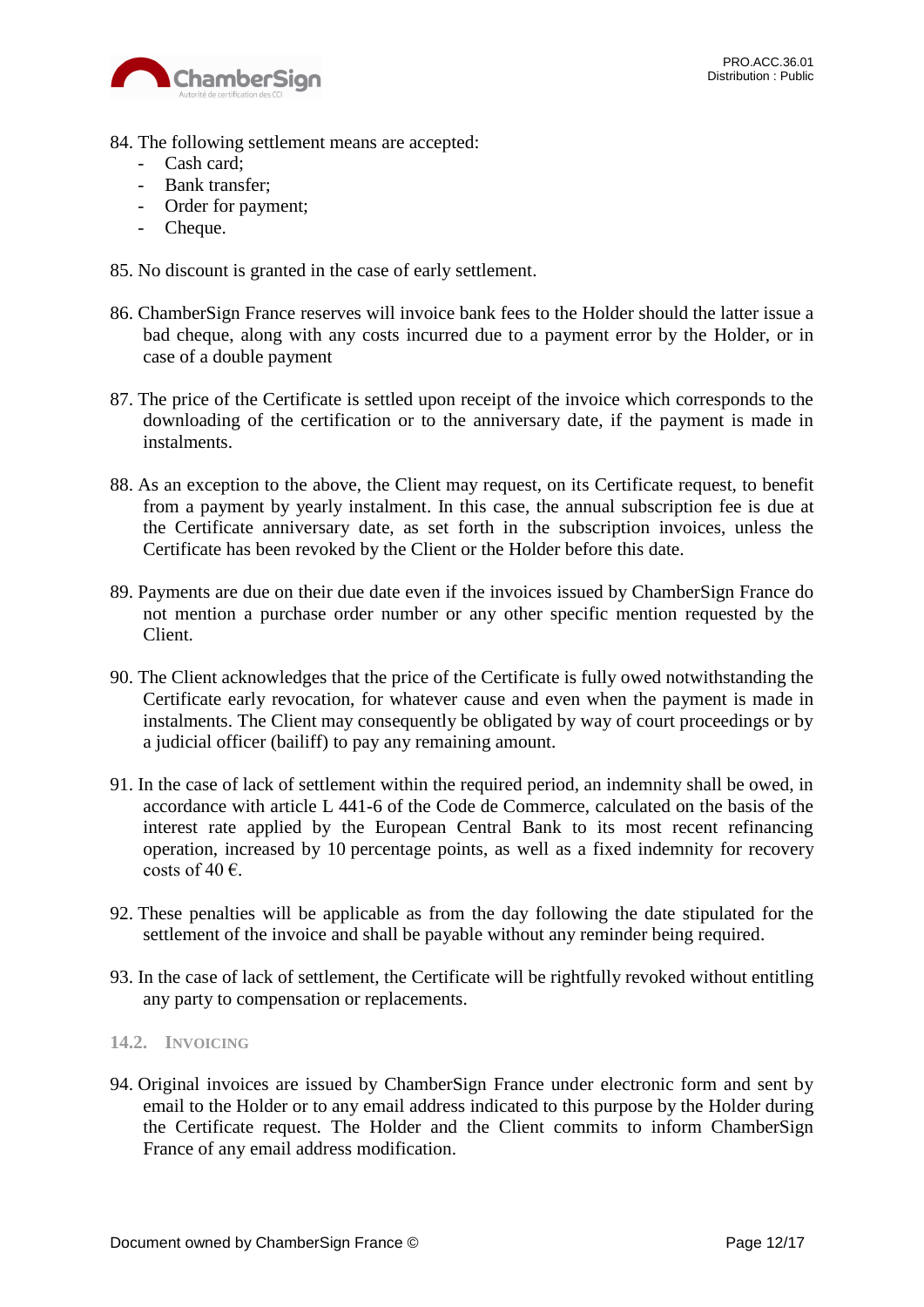84. The following settlement means are accepted:
   - Cash card;
   - Bank transfer;
   - Order for payment;
   - Cheque.

85. No discount is granted in the case of early settlement.

86. ChamberSign France reserves will invoice bank fees to the Holder should the latter issue a bad cheque, along with any costs incurred due to a payment error by the Holder, or in case of a double payment

87. The price of the Certificate is settled upon receipt of the invoice which corresponds to the downloading of the certification or to the anniversary date, if the payment is made in instalments.

88. As an exception to the above, the Client may request, on its Certificate request, to benefit from a payment by yearly instalment. In this case, the annual subscription fee is due at the Certificate anniversary date, as set forth in the subscription invoices, unless the Certificate has been revoked by the Client or the Holder before this date.

89. Payments are due on their due date even if the invoices issued by ChamberSign France do not mention a purchase order number or any other specific mention requested by the Client.

90. The Client acknowledges that the price of the Certificate is fully owed notwithstanding the Certificate early revocation, for whatever cause and even when the payment is made in instalments. The Client may consequently be obligated by way of court proceedings or by a judicial officer (bailiff) to pay any remaining amount.

91. In the case of lack of settlement within the required period, an indemnity shall be owed, in accordance with article L 441-6 of the Code de Commerce, calculated on the basis of the interest rate applied by the European Central Bank to its most recent refinancing operation, increased by 10 percentage points, as well as a fixed indemnity for recovery costs of 40 €.

92. These penalties will be applicable as from the day following the date stipulated for the settlement of the invoice and shall be payable without any reminder being required.

93. In the case of lack of settlement, the Certificate will be rightfully revoked without entitling any party to compensation or replacements.

### 14.2. Invoicing

94. Original invoices are issued by ChamberSign France under electronic form and sent by email to the Holder or to any email address indicated to this purpose by the Holder during the Certificate request. The Holder and the Client commits to inform ChamberSign France of any email address modification.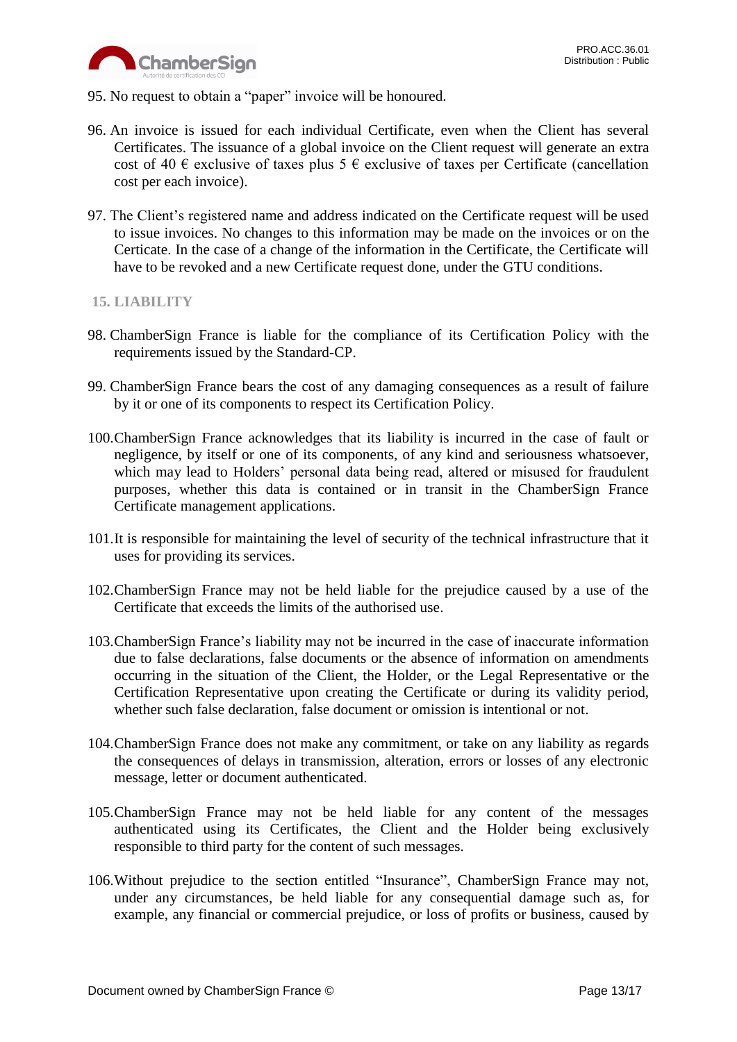95. No request to obtain a "paper" invoice will be honoured.

96. An invoice is issued for each individual Certificate, even when the Client has several Certificates. The issuance of a global invoice on the Client request will generate an extra cost of 40 € exclusive of taxes plus 5 € exclusive of taxes per Certificate (cancellation cost per each invoice).

97. The Client's registered name and address indicated on the Certificate request will be used to issue invoices. No changes to this information may be made on the invoices or on the Certicate. In the case of a change of the information in the Certificate, the Certificate will have to be revoked and a new Certificate request done, under the GTU conditions.

## 15. LIABILITY

98. ChamberSign France is liable for the compliance of its Certification Policy with the requirements issued by the Standard-CP.

99. ChamberSign France bears the cost of any damaging consequences as a result of failure by it or one of its components to respect its Certification Policy.

100. ChamberSign France acknowledges that its liability is incurred in the case of fault or negligence, by itself or one of its components, of any kind and seriousness whatsoever, which may lead to Holders' personal data being read, altered or misused for fraudulent purposes, whether this data is contained or in transit in the ChamberSign France Certificate management applications.

101. It is responsible for maintaining the level of security of the technical infrastructure that it uses for providing its services.

102. ChamberSign France may not be held liable for the prejudice caused by a use of the Certificate that exceeds the limits of the authorised use.

103. ChamberSign France's liability may not be incurred in the case of inaccurate information due to false declarations, false documents or the absence of information on amendments occurring in the situation of the Client, the Holder, or the Legal Representative or the Certification Representative upon creating the Certificate or during its validity period, whether such false declaration, false document or omission is intentional or not.

104. ChamberSign France does not make any commitment, or take on any liability as regards the consequences of delays in transmission, alteration, errors or losses of any electronic message, letter or document authenticated.

105. ChamberSign France may not be held liable for any content of the messages authenticated using its Certificates, the Client and the Holder being exclusively responsible to third party for the content of such messages.

106. Without prejudice to the section entitled "Insurance", ChamberSign France may not, under any circumstances, be held liable for any consequential damage such as, for example, any financial or commercial prejudice, or loss of profits or business, caused by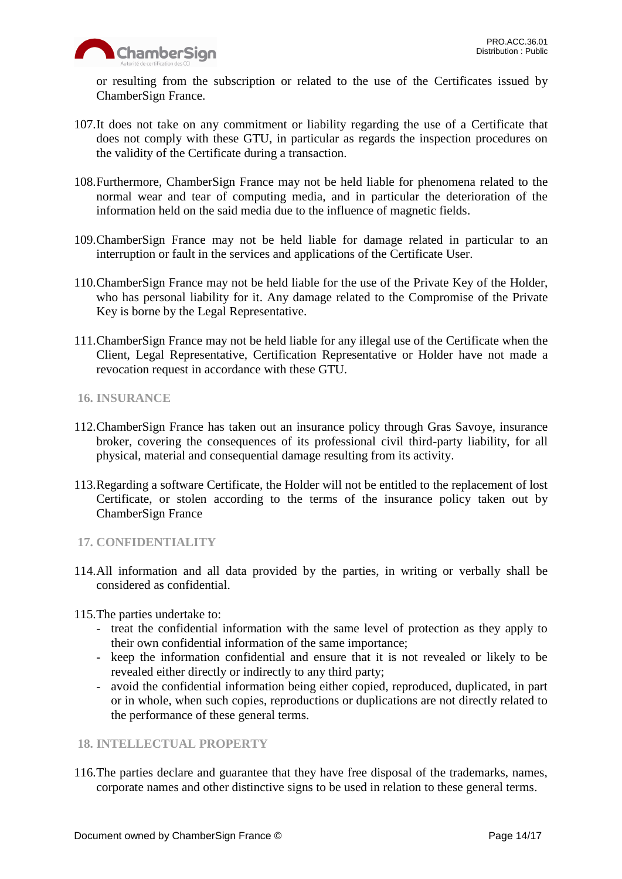or resulting from the subscription or related to the use of the Certificates issued by ChamberSign France.

107. It does not take on any commitment or liability regarding the use of a Certificate that does not comply with these GTU, in particular as regards the inspection procedures on the validity of the Certificate during a transaction.

108. Furthermore, ChamberSign France may not be held liable for phenomena related to the normal wear and tear of computing media, and in particular the deterioration of the information held on the said media due to the influence of magnetic fields.

109. ChamberSign France may not be held liable for damage related in particular to an interruption or fault in the services and applications of the Certificate User.

110. ChamberSign France may not be held liable for the use of the Private Key of the Holder, who has personal liability for it. Any damage related to the Compromise of the Private Key is borne by the Legal Representative.

111. ChamberSign France may not be held liable for any illegal use of the Certificate when the Client, Legal Representative, Certification Representative or Holder have not made a revocation request in accordance with these GTU.

## 16. INSURANCE

112. ChamberSign France has taken out an insurance policy through Gras Savoye, insurance broker, covering the consequences of its professional civil third-party liability, for all physical, material and consequential damage resulting from its activity.

113. Regarding a software Certificate, the Holder will not be entitled to the replacement of lost Certificate, or stolen according to the terms of the insurance policy taken out by ChamberSign France

## 17. CONFIDENTIALITY

114. All information and all data provided by the parties, in writing or verbally shall be considered as confidential.

115. The parties undertake to:
- treat the confidential information with the same level of protection as they apply to their own confidential information of the same importance;
- keep the information confidential and ensure that it is not revealed or likely to be revealed either directly or indirectly to any third party;
- avoid the confidential information being either copied, reproduced, duplicated, in part or in whole, when such copies, reproductions or duplications are not directly related to the performance of these general terms.

## 18. INTELLECTUAL PROPERTY

116. The parties declare and guarantee that they have free disposal of the trademarks, names, corporate names and other distinctive signs to be used in relation to these general terms.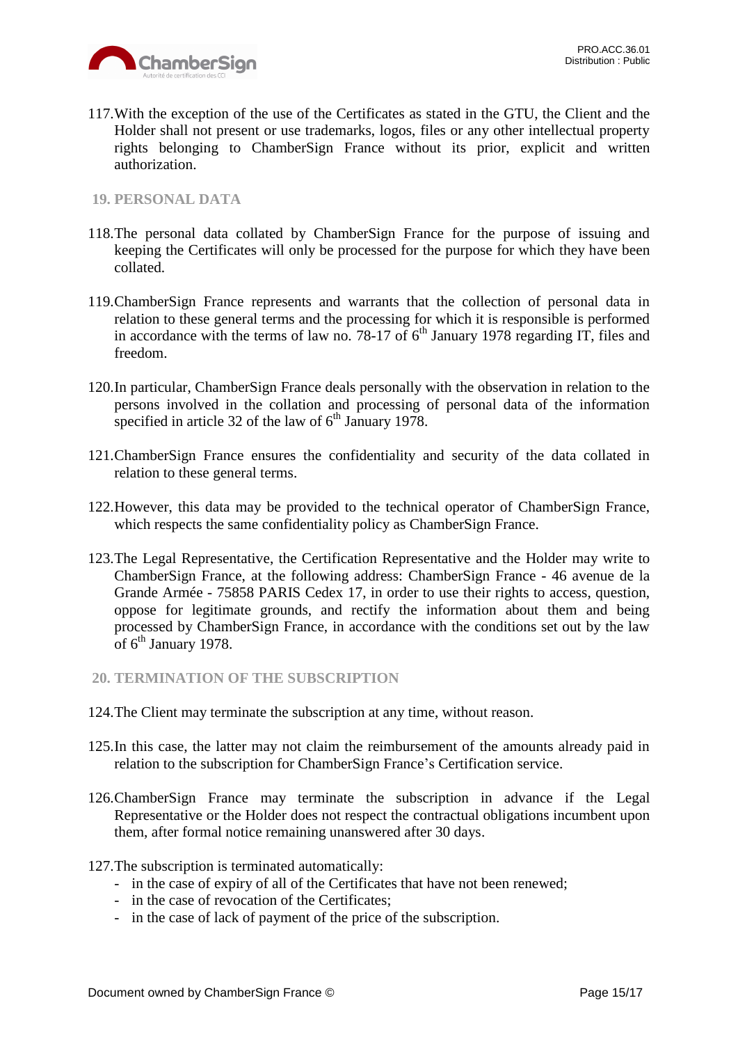117. With the exception of the use of the Certificates as stated in the GTU, the Client and the Holder shall not present or use trademarks, logos, files or any other intellectual property rights belonging to ChamberSign France without its prior, explicit and written authorization.

## 19. PERSONAL DATA

118. The personal data collated by ChamberSign France for the purpose of issuing and keeping the Certificates will only be processed for the purpose for which they have been collated.

119. ChamberSign France represents and warrants that the collection of personal data in relation to these general terms and the processing for which it is responsible is performed in accordance with the terms of law no. 78-17 of 6th January 1978 regarding IT, files and freedom.

120. In particular, ChamberSign France deals personally with the observation in relation to the persons involved in the collation and processing of personal data of the information specified in article 32 of the law of 6th January 1978.

121. ChamberSign France ensures the confidentiality and security of the data collated in relation to these general terms.

122. However, this data may be provided to the technical operator of ChamberSign France, which respects the same confidentiality policy as ChamberSign France.

123. The Legal Representative, the Certification Representative and the Holder may write to ChamberSign France, at the following address: ChamberSign France - 46 avenue de la Grande Armée - 75858 PARIS Cedex 17, in order to use their rights to access, question, oppose for legitimate grounds, and rectify the information about them and being processed by ChamberSign France, in accordance with the conditions set out by the law of 6th January 1978.

## 20. TERMINATION OF THE SUBSCRIPTION

124. The Client may terminate the subscription at any time, without reason.

125. In this case, the latter may not claim the reimbursement of the amounts already paid in relation to the subscription for ChamberSign France's Certification service.

126. ChamberSign France may terminate the subscription in advance if the Legal Representative or the Holder does not respect the contractual obligations incumbent upon them, after formal notice remaining unanswered after 30 days.

127. The subscription is terminated automatically:
- in the case of expiry of all of the Certificates that have not been renewed;
- in the case of revocation of the Certificates;
- in the case of lack of payment of the price of the subscription.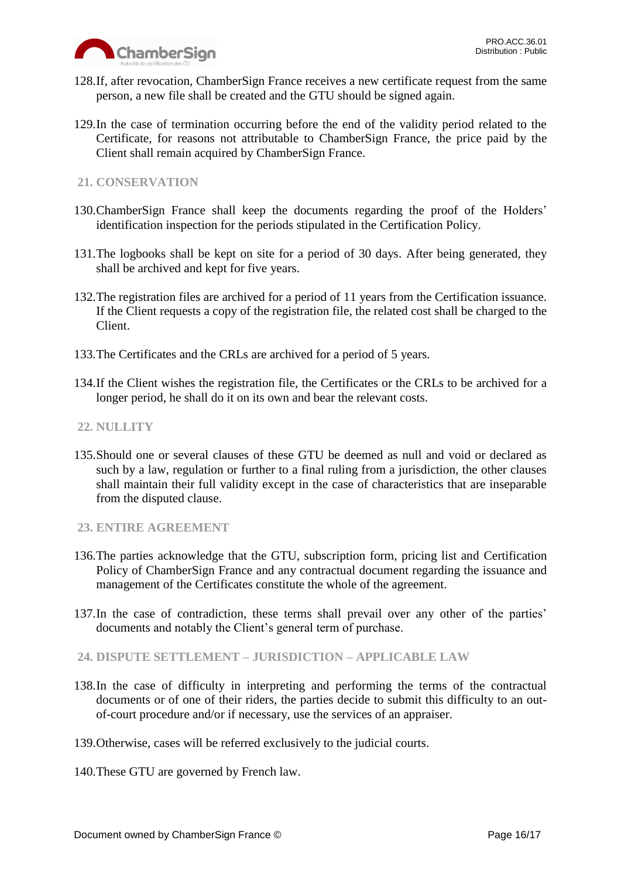128. If, after revocation, ChamberSign France receives a new certificate request from the same person, a new file shall be created and the GTU should be signed again.

129. In the case of termination occurring before the end of the validity period related to the Certificate, for reasons not attributable to ChamberSign France, the price paid by the Client shall remain acquired by ChamberSign France.

## 21. CONSERVATION

130. ChamberSign France shall keep the documents regarding the proof of the Holders' identification inspection for the periods stipulated in the Certification Policy.

131. The logbooks shall be kept on site for a period of 30 days. After being generated, they shall be archived and kept for five years.

132. The registration files are archived for a period of 11 years from the Certification issuance. If the Client requests a copy of the registration file, the related cost shall be charged to the Client.

133. The Certificates and the CRLs are archived for a period of 5 years.

134. If the Client wishes the registration file, the Certificates or the CRLs to be archived for a longer period, he shall do it on its own and bear the relevant costs.

## 22. NULLITY

135. Should one or several clauses of these GTU be deemed as null and void or declared as such by a law, regulation or further to a final ruling from a jurisdiction, the other clauses shall maintain their full validity except in the case of characteristics that are inseparable from the disputed clause.

## 23. ENTIRE AGREEMENT

136. The parties acknowledge that the GTU, subscription form, pricing list and Certification Policy of ChamberSign France and any contractual document regarding the issuance and management of the Certificates constitute the whole of the agreement.

137. In the case of contradiction, these terms shall prevail over any other of the parties' documents and notably the Client's general term of purchase.

## 24. DISPUTE SETTLEMENT – JURISDICTION – APPLICABLE LAW

138. In the case of difficulty in interpreting and performing the terms of the contractual documents or of one of their riders, the parties decide to submit this difficulty to an out-of-court procedure and/or if necessary, use the services of an appraiser.

139. Otherwise, cases will be referred exclusively to the judicial courts.

140. These GTU are governed by French law.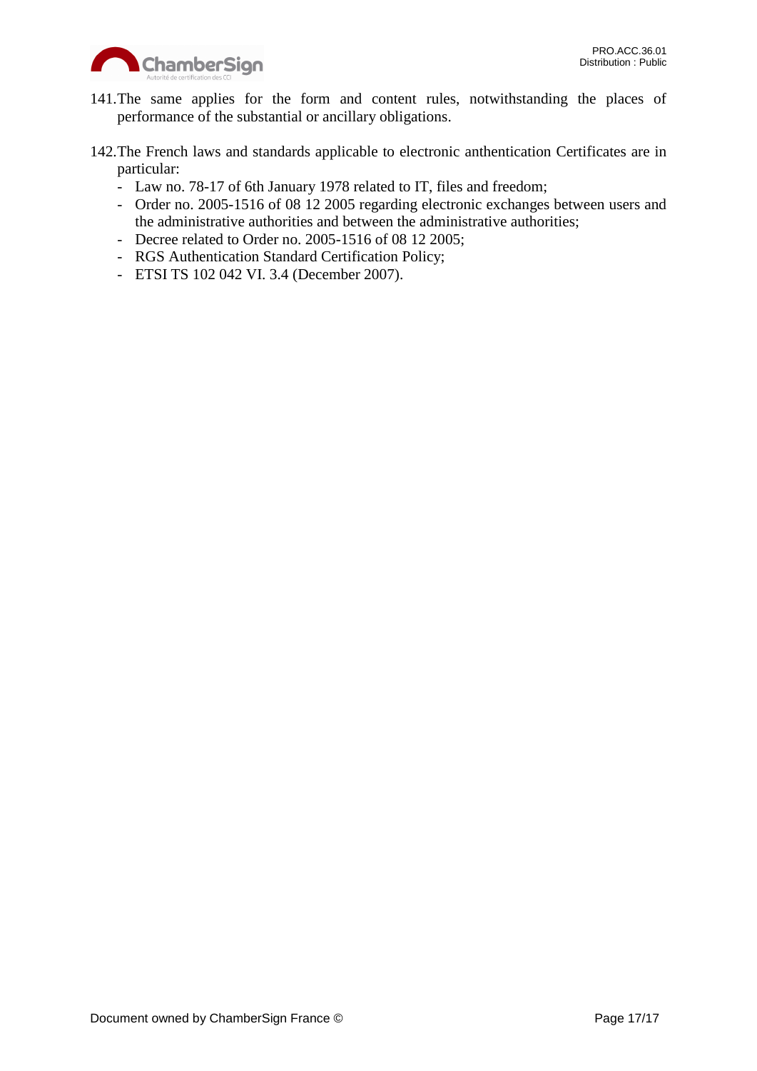141. The same applies for the form and content rules, notwithstanding the places of performance of the substantial or ancillary obligations.

142. The French laws and standards applicable to electronic anthentication Certificates are in particular:
   - Law no. 78-17 of 6th January 1978 related to IT, files and freedom;
   - Order no. 2005-1516 of 08 12 2005 regarding electronic exchanges between users and the administrative authorities and between the administrative authorities;
   - Decree related to Order no. 2005-1516 of 08 12 2005;
   - RGS Authentication Standard Certification Policy;
   - ETSI TS 102 042 VI. 3.4 (December 2007).